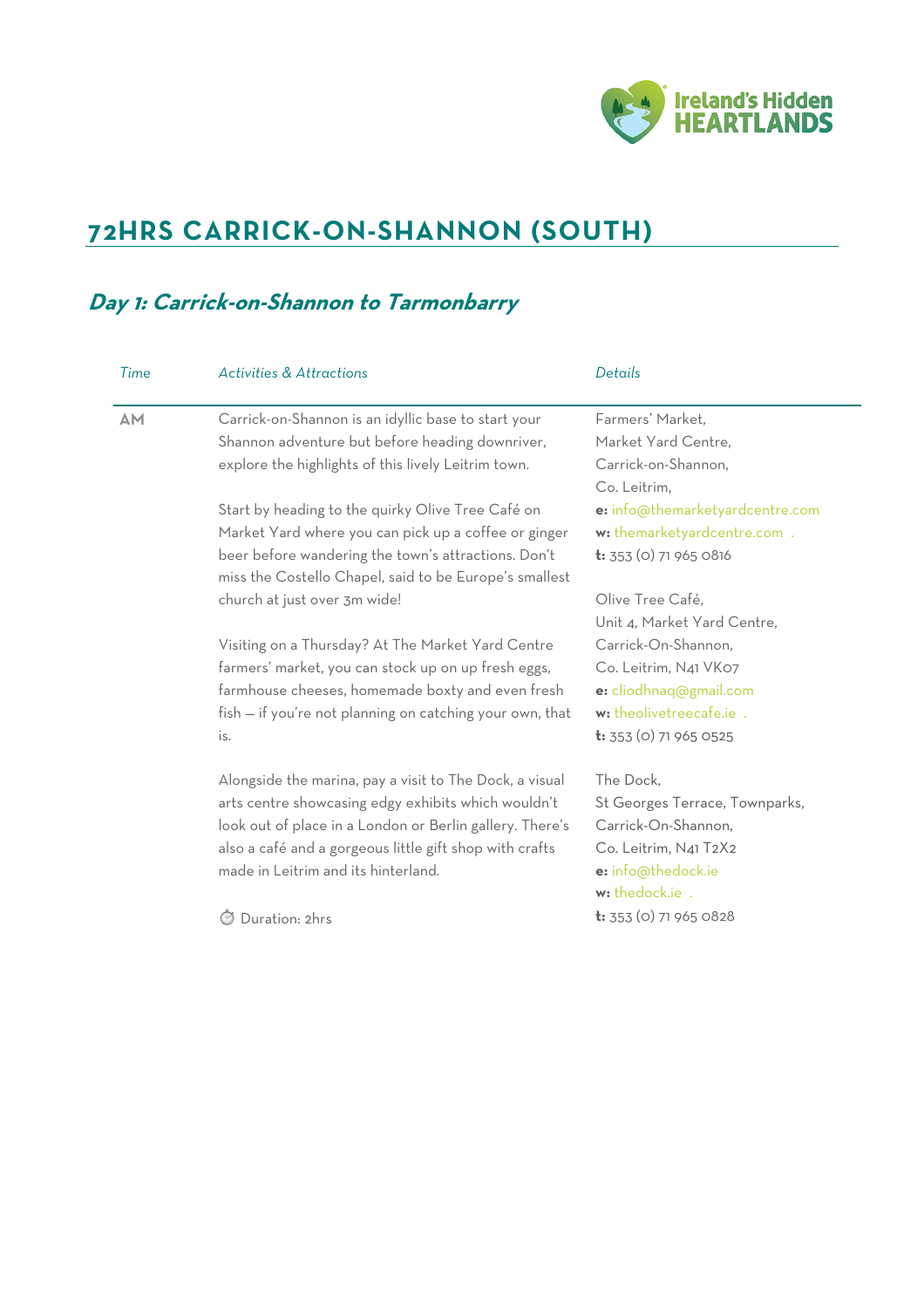# 72HRS CARRICK-ON-SHANNON (SOUTH)

## *Day 1: Carrick-on-Shannon to Tarmonbarry*

| *Time* | *Activities & Attractions* | *Details* |
|---|---|---|
| **AM** | Carrick-on-Shannon is an idyllic base to start your Shannon adventure but before heading downriver, explore the highlights of this lively Leitrim town.<br><br>Start by heading to the quirky Olive Tree Café on Market Yard where you can pick up a coffee or ginger beer before wandering the town's attractions. Don't miss the Costello Chapel, said to be Europe's smallest church at just over 3m wide!<br><br>Visiting on a Thursday? At The Market Yard Centre farmers' market, you can stock up on up fresh eggs, farmhouse cheeses, homemade boxty and even fresh fish – if you're not planning on catching your own, that is.<br><br>Alongside the marina, pay a visit to The Dock, a visual arts centre showcasing edgy exhibits which wouldn't look out of place in a London or Berlin gallery. There's also a café and a gorgeous little gift shop with crafts made in Leitrim and its hinterland.<br><br>⏱ Duration: 2hrs | Farmers' Market,<br>Market Yard Centre,<br>Carrick-on-Shannon,<br>Co. Leitrim,<br>**e:** info@themarketyardcentre.com<br>**w:** themarketyardcentre.com .<br>**t:** 353 (0) 71 965 0816<br><br>Olive Tree Café,<br>Unit 4, Market Yard Centre,<br>Carrick-On-Shannon,<br>Co. Leitrim, N41 VK07<br>**e:** cliodhnaq@gmail.com<br>**w:** theolivetreecafe.ie .<br>**t:** 353 (0) 71 965 0525<br><br>The Dock,<br>St Georges Terrace, Townparks,<br>Carrick-On-Shannon,<br>Co. Leitrim, N41 T2X2<br>**e:** info@thedock.ie<br>**w:** thedock.ie .<br>**t:** 353 (0) 71 965 0828 |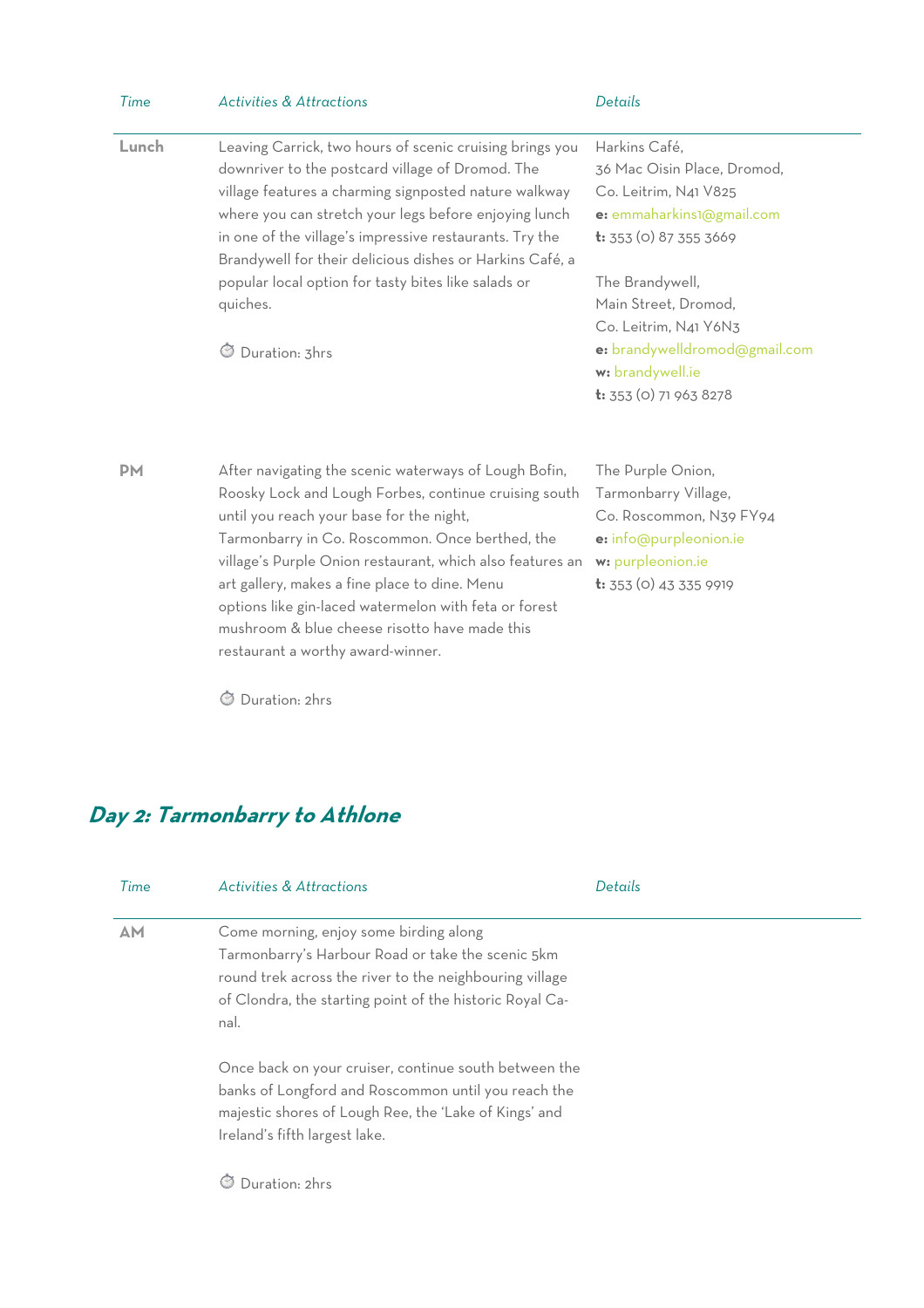| Time | Activities & Attractions | Details |
|---|---|---|
| **Lunch** | Leaving Carrick, two hours of scenic cruising brings you downriver to the postcard village of Dromod. The village features a charming signposted nature walkway where you can stretch your legs before enjoying lunch in one of the village's impressive restaurants. Try the Brandywell for their delicious dishes or Harkins Café, a popular local option for tasty bites like salads or quiches.<br><br>⏱ Duration: 3hrs | Harkins Café,<br>36 Mac Oisin Place, Dromod,<br>Co. Leitrim, N41 V825<br>**e:** emmaharkins1@gmail.com<br>**t:** 353 (0) 87 355 3669<br><br>The Brandywell,<br>Main Street, Dromod,<br>Co. Leitrim, N41 Y6N3<br>**e:** brandywelldromod@gmail.com<br>**w:** brandywell.ie<br>**t:** 353 (0) 71 963 8278 |
| **PM** | After navigating the scenic waterways of Lough Bofin, Roosky Lock and Lough Forbes, continue cruising south until you reach your base for the night, Tarmonbarry in Co. Roscommon. Once berthed, the village's Purple Onion restaurant, which also features an art gallery, makes a fine place to dine. Menu options like gin-laced watermelon with feta or forest mushroom & blue cheese risotto have made this restaurant a worthy award-winner.<br><br>⏱ Duration: 2hrs | The Purple Onion,<br>Tarmonbarry Village,<br>Co. Roscommon, N39 FY94<br>**e:** info@purpleonion.ie<br>**w:** purpleonion.ie<br>**t:** 353 (0) 43 335 9919 |

## *Day 2: Tarmonbarry to Athlone*

| Time | Activities & Attractions | Details |
|---|---|---|
| **AM** | Come morning, enjoy some birding along Tarmonbarry's Harbour Road or take the scenic 5km round trek across the river to the neighbouring village of Clondra, the starting point of the historic Royal Canal.<br><br>Once back on your cruiser, continue south between the banks of Longford and Roscommon until you reach the majestic shores of Lough Ree, the 'Lake of Kings' and Ireland's fifth largest lake.<br><br>⏱ Duration: 2hrs | |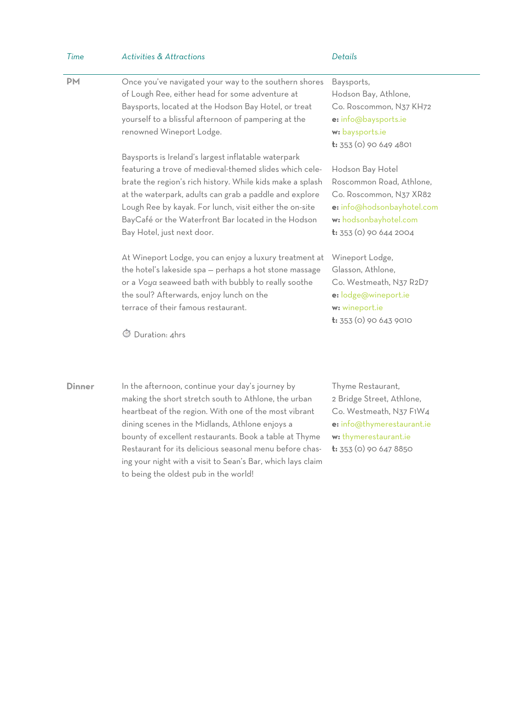| *Time* | *Activities & Attractions* | *Details* |
|---|---|---|
| **PM** | Once you've navigated your way to the southern shores of Lough Ree, either head for some adventure at Baysports, located at the Hodson Bay Hotel, or treat yourself to a blissful afternoon of pampering at the renowned Wineport Lodge. | Baysports,<br>Hodson Bay, Athlone,<br>Co. Roscommon, N37 KH72<br>**e:** info@baysports.ie<br>**w:** baysports.ie<br>**t:** 353 (0) 90 649 4801 |
| | Baysports is Ireland's largest inflatable waterpark featuring a trove of medieval-themed slides which celebrate the region's rich history. While kids make a splash at the waterpark, adults can grab a paddle and explore Lough Ree by kayak. For lunch, visit either the on-site BayCafé or the Waterfront Bar located in the Hodson Bay Hotel, just next door. | Hodson Bay Hotel<br>Roscommon Road, Athlone,<br>Co. Roscommon, N37 XR82<br>**e:** info@hodsonbayhotel.com<br>**w:** hodsonbayhotel.com<br>**t:** 353 (0) 90 644 2004 |
| | At Wineport Lodge, you can enjoy a luxury treatment at the hotel's lakeside spa — perhaps a hot stone massage or a *Voya* seaweed bath with bubbly to really soothe the soul? Afterwards, enjoy lunch on the terrace of their famous restaurant.<br><br>Duration: 4hrs | Wineport Lodge,<br>Glasson, Athlone,<br>Co. Westmeath, N37 R2D7<br>**e:** lodge@wineport.ie<br>**w:** wineport.ie<br>**t:** 353 (0) 90 643 9010 |
| **Dinner** | In the afternoon, continue your day's journey by making the short stretch south to Athlone, the urban heartbeat of the region. With one of the most vibrant dining scenes in the Midlands, Athlone enjoys a bounty of excellent restaurants. Book a table at Thyme Restaurant for its delicious seasonal menu before chasing your night with a visit to Sean's Bar, which lays claim to being the oldest pub in the world! | Thyme Restaurant,<br>2 Bridge Street, Athlone,<br>Co. Westmeath, N37 F1W4<br>**e:** info@thymerestaurant.ie<br>**w:** thymerestaurant.ie<br>**t:** 353 (0) 90 647 8850 |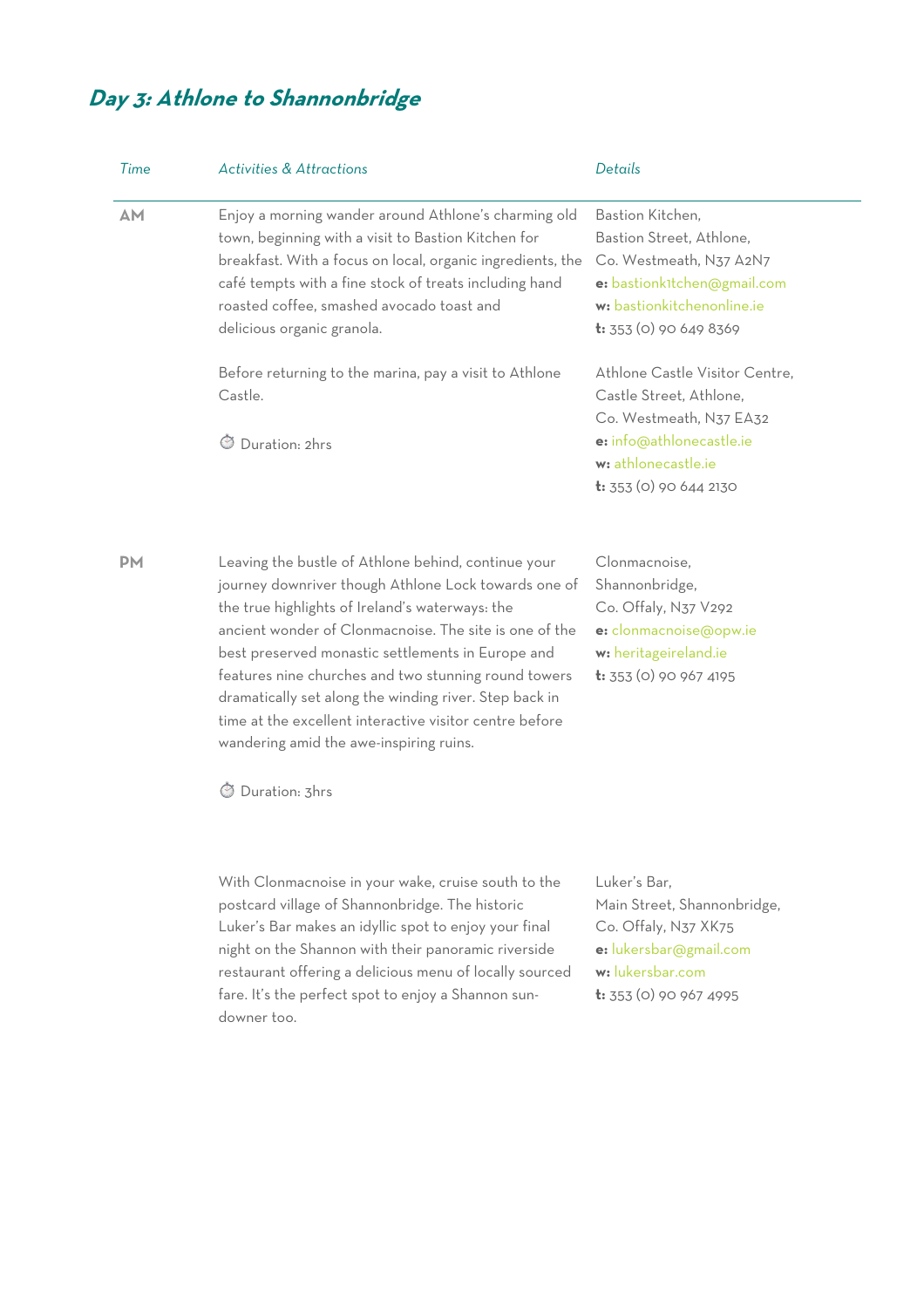## *Day 3: Athlone to Shannonbridge*

| *Time* | *Activities & Attractions* | *Details* |
|---|---|---|
| **AM** | Enjoy a morning wander around Athlone's charming old town, beginning with a visit to Bastion Kitchen for breakfast. With a focus on local, organic ingredients, the café tempts with a fine stock of treats including hand roasted coffee, smashed avocado toast and delicious organic granola. | Bastion Kitchen,<br>Bastion Street, Athlone,<br>Co. Westmeath, N37 A2N7<br>**e:** bastionk1tchen@gmail.com<br>**w:** bastionkitchenonline.ie<br>**t:** 353 (0) 90 649 8369 |
| | Before returning to the marina, pay a visit to Athlone Castle.<br><br>⏱ Duration: 2hrs | Athlone Castle Visitor Centre,<br>Castle Street, Athlone,<br>Co. Westmeath, N37 EA32<br>**e:** info@athlonecastle.ie<br>**w:** athlonecastle.ie<br>**t:** 353 (0) 90 644 2130 |
| **PM** | Leaving the bustle of Athlone behind, continue your journey downriver though Athlone Lock towards one of the true highlights of Ireland's waterways: the ancient wonder of Clonmacnoise. The site is one of the best preserved monastic settlements in Europe and features nine churches and two stunning round towers dramatically set along the winding river. Step back in time at the excellent interactive visitor centre before wandering amid the awe-inspiring ruins.<br><br>⏱ Duration: 3hrs | Clonmacnoise,<br>Shannonbridge,<br>Co. Offaly, N37 V292<br>**e:** clonmacnoise@opw.ie<br>**w:** heritageireland.ie<br>**t:** 353 (0) 90 967 4195 |
| | With Clonmacnoise in your wake, cruise south to the postcard village of Shannonbridge. The historic Luker's Bar makes an idyllic spot to enjoy your final night on the Shannon with their panoramic riverside restaurant offering a delicious menu of locally sourced fare. It's the perfect spot to enjoy a Shannon sun-downer too. | Luker's Bar,<br>Main Street, Shannonbridge,<br>Co. Offaly, N37 XK75<br>**e:** lukersbar@gmail.com<br>**w:** lukersbar.com<br>**t:** 353 (0) 90 967 4995 |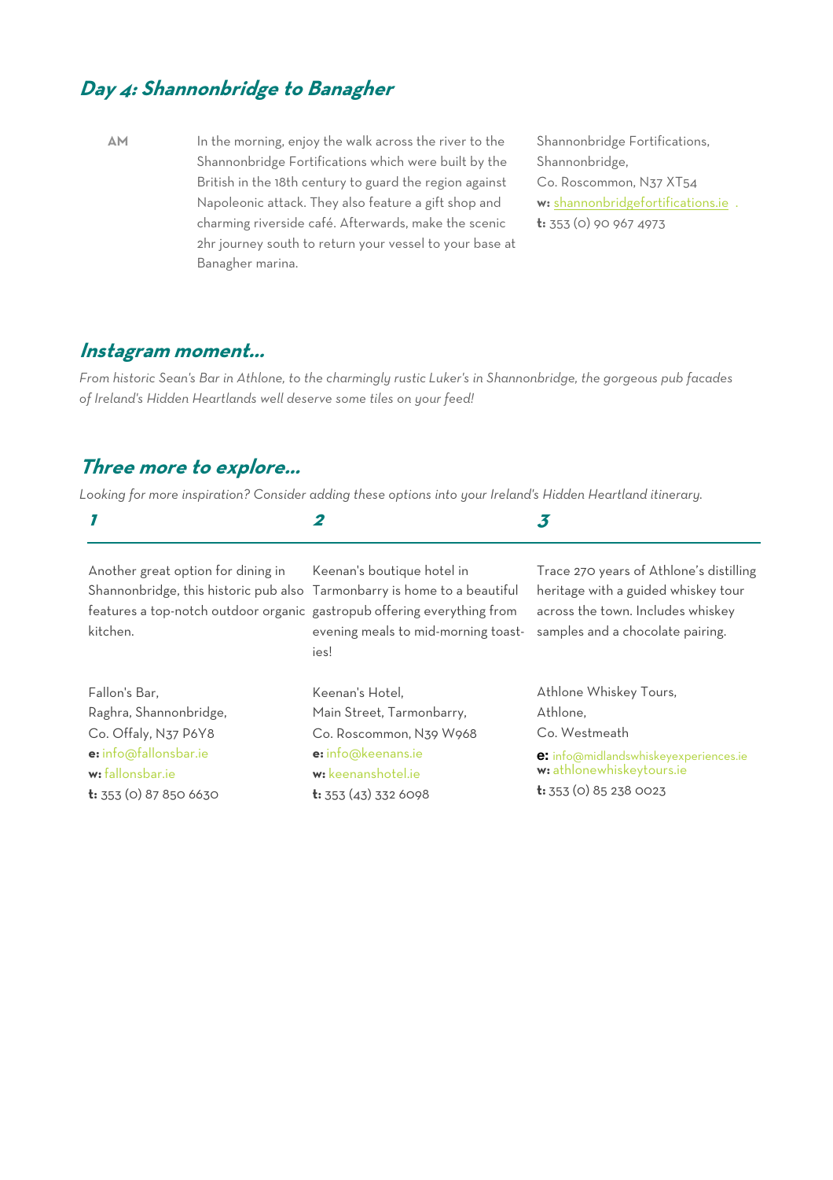## *Day 4: Shannonbridge to Banagher*

**AM**

In the morning, enjoy the walk across the river to the Shannonbridge Fortifications which were built by the British in the 18th century to guard the region against Napoleonic attack. They also feature a gift shop and charming riverside café. Afterwards, make the scenic 2hr journey south to return your vessel to your base at Banagher marina.

Shannonbridge Fortifications,
Shannonbridge,
Co. Roscommon, N37 XT54
**w:** shannonbridgefortifications.ie
**t:** 353 (0) 90 967 4973

## *Instagram moment...*

*From historic Sean's Bar in Athlone, to the charmingly rustic Luker's in Shannonbridge, the gorgeous pub facades of Ireland's Hidden Heartlands well deserve some tiles on your feed!*

## *Three more to explore...*

*Looking for more inspiration? Consider adding these options into your Ireland's Hidden Heartland itinerary.*

| *1* | *2* | *3* |
|---|---|---|
| Another great option for dining in Shannonbridge, this historic pub also features a top-notch outdoor organic kitchen. | Keenan's boutique hotel in Tarmonbarry is home to a beautiful gastropub offering everything from evening meals to mid-morning toast-ies! | Trace 270 years of Athlone's distilling heritage with a guided whiskey tour across the town. Includes whiskey samples and a chocolate pairing. |
| Fallon's Bar,<br>Raghra, Shannonbridge,<br>Co. Offaly, N37 P6Y8<br>**e:** info@fallonsbar.ie<br>**w:** fallonsbar.ie<br>**t:** 353 (0) 87 850 6630 | Keenan's Hotel,<br>Main Street, Tarmonbarry,<br>Co. Roscommon, N39 W968<br>**e:** info@keenans.ie<br>**w:** keenanshotel.ie<br>**t:** 353 (43) 332 6098 | Athlone Whiskey Tours,<br>Athlone,<br>Co. Westmeath<br>**e:** info@midlandswhiskeyexperiences.ie<br>**w:** athlonewhiskeytours.ie<br>**t:** 353 (0) 85 238 0023 |